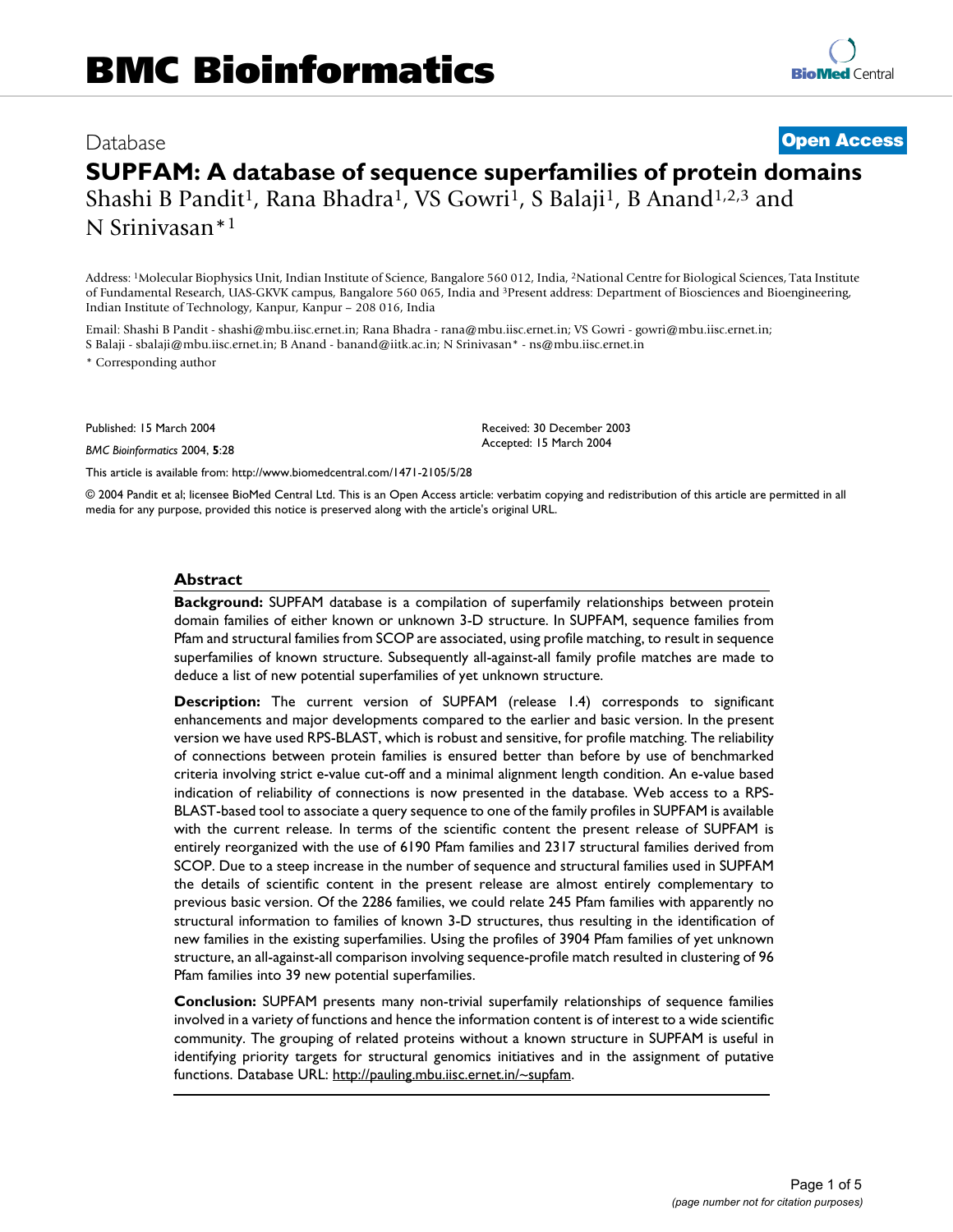Database

**Open Access**

# SUPFAM: A database of sequence superfamilies of protein domains

Shashi B Pandit[1], Rana Bhadra[1], VS Gowri[1], S Balaji[1], B Anand[1,2,3] and N Srinivasan*[1]

Address: [1]Molecular Biophysics Unit, Indian Institute of Science, Bangalore 560 012, India, [2]National Centre for Biological Sciences, Tata Institute of Fundamental Research, UAS-GKVK campus, Bangalore 560 065, India and [3]Present address: Department of Biosciences and Bioengineering, Indian Institute of Technology, Kanpur, Kanpur – 208 016, India

Email: Shashi B Pandit - shashi@mbu.iisc.ernet.in; Rana Bhadra - rana@mbu.iisc.ernet.in; VS Gowri - gowri@mbu.iisc.ernet.in; S Balaji - sbalaji@mbu.iisc.ernet.in; B Anand - banand@iitk.ac.in; N Srinivasan* - ns@mbu.iisc.ernet.in

* Corresponding author

Published: 15 March 2004

*BMC Bioinformatics* 2004, **5**:28

Received: 30 December 2003
Accepted: 15 March 2004

This article is available from: http://www.biomedcentral.com/1471-2105/5/28

© 2004 Pandit et al; licensee BioMed Central Ltd. This is an Open Access article: verbatim copying and redistribution of this article are permitted in all media for any purpose, provided this notice is preserved along with the article's original URL.

## Abstract

**Background:** SUPFAM database is a compilation of superfamily relationships between protein domain families of either known or unknown 3-D structure. In SUPFAM, sequence families from Pfam and structural families from SCOP are associated, using profile matching, to result in sequence superfamilies of known structure. Subsequently all-against-all family profile matches are made to deduce a list of new potential superfamilies of yet unknown structure.

**Description:** The current version of SUPFAM (release 1.4) corresponds to significant enhancements and major developments compared to the earlier and basic version. In the present version we have used RPS-BLAST, which is robust and sensitive, for profile matching. The reliability of connections between protein families is ensured better than before by use of benchmarked criteria involving strict e-value cut-off and a minimal alignment length condition. An e-value based indication of reliability of connections is now presented in the database. Web access to a RPS-BLAST-based tool to associate a query sequence to one of the family profiles in SUPFAM is available with the current release. In terms of the scientific content the present release of SUPFAM is entirely reorganized with the use of 6190 Pfam families and 2317 structural families derived from SCOP. Due to a steep increase in the number of sequence and structural families used in SUPFAM the details of scientific content in the present release are almost entirely complementary to previous basic version. Of the 2286 families, we could relate 245 Pfam families with apparently no structural information to families of known 3-D structures, thus resulting in the identification of new families in the existing superfamilies. Using the profiles of 3904 Pfam families of yet unknown structure, an all-against-all comparison involving sequence-profile match resulted in clustering of 96 Pfam families into 39 new potential superfamilies.

**Conclusion:** SUPFAM presents many non-trivial superfamily relationships of sequence families involved in a variety of functions and hence the information content is of interest to a wide scientific community. The grouping of related proteins without a known structure in SUPFAM is useful in identifying priority targets for structural genomics initiatives and in the assignment of putative functions. Database URL: http://pauling.mbu.iisc.ernet.in/~supfam.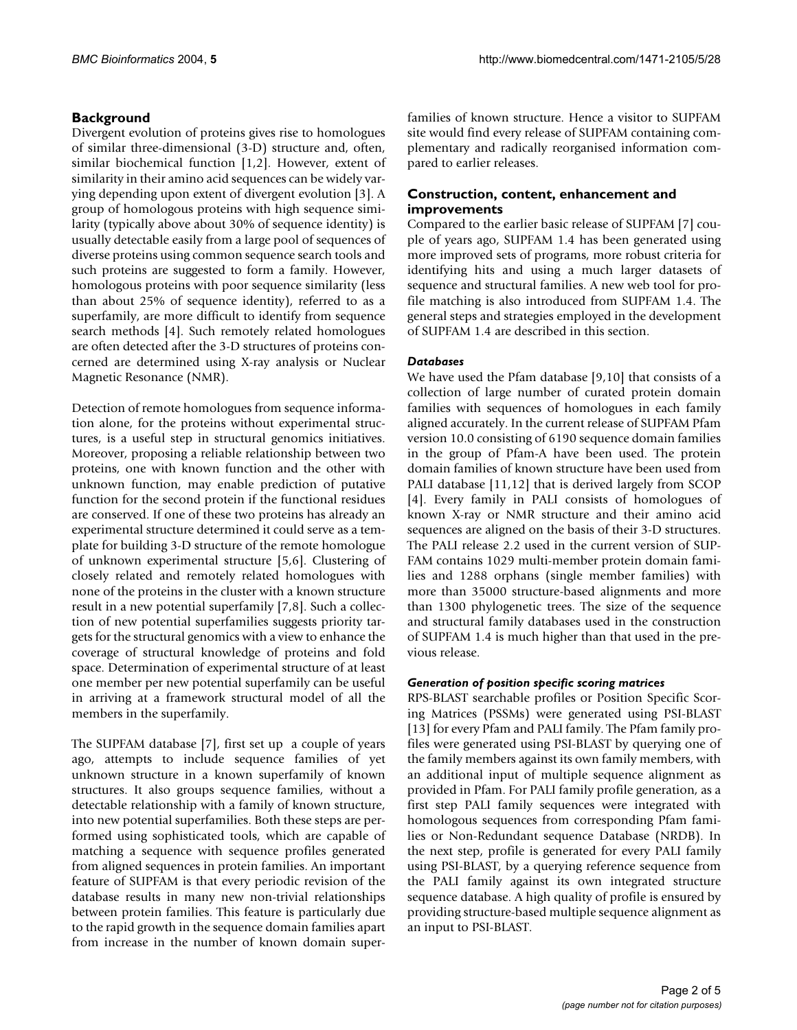## Background

Divergent evolution of proteins gives rise to homologues of similar three-dimensional (3-D) structure and, often, similar biochemical function [1,2]. However, extent of similarity in their amino acid sequences can be widely varying depending upon extent of divergent evolution [3]. A group of homologous proteins with high sequence similarity (typically above about 30% of sequence identity) is usually detectable easily from a large pool of sequences of diverse proteins using common sequence search tools and such proteins are suggested to form a family. However, homologous proteins with poor sequence similarity (less than about 25% of sequence identity), referred to as a superfamily, are more difficult to identify from sequence search methods [4]. Such remotely related homologues are often detected after the 3-D structures of proteins concerned are determined using X-ray analysis or Nuclear Magnetic Resonance (NMR).

Detection of remote homologues from sequence information alone, for the proteins without experimental structures, is a useful step in structural genomics initiatives. Moreover, proposing a reliable relationship between two proteins, one with known function and the other with unknown function, may enable prediction of putative function for the second protein if the functional residues are conserved. If one of these two proteins has already an experimental structure determined it could serve as a template for building 3-D structure of the remote homologue of unknown experimental structure [5,6]. Clustering of closely related and remotely related homologues with none of the proteins in the cluster with a known structure result in a new potential superfamily [7,8]. Such a collection of new potential superfamilies suggests priority targets for the structural genomics with a view to enhance the coverage of structural knowledge of proteins and fold space. Determination of experimental structure of at least one member per new potential superfamily can be useful in arriving at a framework structural model of all the members in the superfamily.

The SUPFAM database [7], first set up a couple of years ago, attempts to include sequence families of yet unknown structure in a known superfamily of known structures. It also groups sequence families, without a detectable relationship with a family of known structure, into new potential superfamilies. Both these steps are performed using sophisticated tools, which are capable of matching a sequence with sequence profiles generated from aligned sequences in protein families. An important feature of SUPFAM is that every periodic revision of the database results in many new non-trivial relationships between protein families. This feature is particularly due to the rapid growth in the sequence domain families apart from increase in the number of known domain superfamilies of known structure. Hence a visitor to SUPFAM site would find every release of SUPFAM containing complementary and radically reorganised information compared to earlier releases.

## Construction, content, enhancement and improvements

Compared to the earlier basic release of SUPFAM [7] couple of years ago, SUPFAM 1.4 has been generated using more improved sets of programs, more robust criteria for identifying hits and using a much larger datasets of sequence and structural families. A new web tool for profile matching is also introduced from SUPFAM 1.4. The general steps and strategies employed in the development of SUPFAM 1.4 are described in this section.

### *Databases*

We have used the Pfam database [9,10] that consists of a collection of large number of curated protein domain families with sequences of homologues in each family aligned accurately. In the current release of SUPFAM Pfam version 10.0 consisting of 6190 sequence domain families in the group of Pfam-A have been used. The protein domain families of known structure have been used from PALI database [11,12] that is derived largely from SCOP [4]. Every family in PALI consists of homologues of known X-ray or NMR structure and their amino acid sequences are aligned on the basis of their 3-D structures. The PALI release 2.2 used in the current version of SUPFAM contains 1029 multi-member protein domain families and 1288 orphans (single member families) with more than 35000 structure-based alignments and more than 1300 phylogenetic trees. The size of the sequence and structural family databases used in the construction of SUPFAM 1.4 is much higher than that used in the previous release.

### *Generation of position specific scoring matrices*

RPS-BLAST searchable profiles or Position Specific Scoring Matrices (PSSMs) were generated using PSI-BLAST [13] for every Pfam and PALI family. The Pfam family profiles were generated using PSI-BLAST by querying one of the family members against its own family members, with an additional input of multiple sequence alignment as provided in Pfam. For PALI family profile generation, as a first step PALI family sequences were integrated with homologous sequences from corresponding Pfam families or Non-Redundant sequence Database (NRDB). In the next step, profile is generated for every PALI family using PSI-BLAST, by a querying reference sequence from the PALI family against its own integrated structure sequence database. A high quality of profile is ensured by providing structure-based multiple sequence alignment as an input to PSI-BLAST.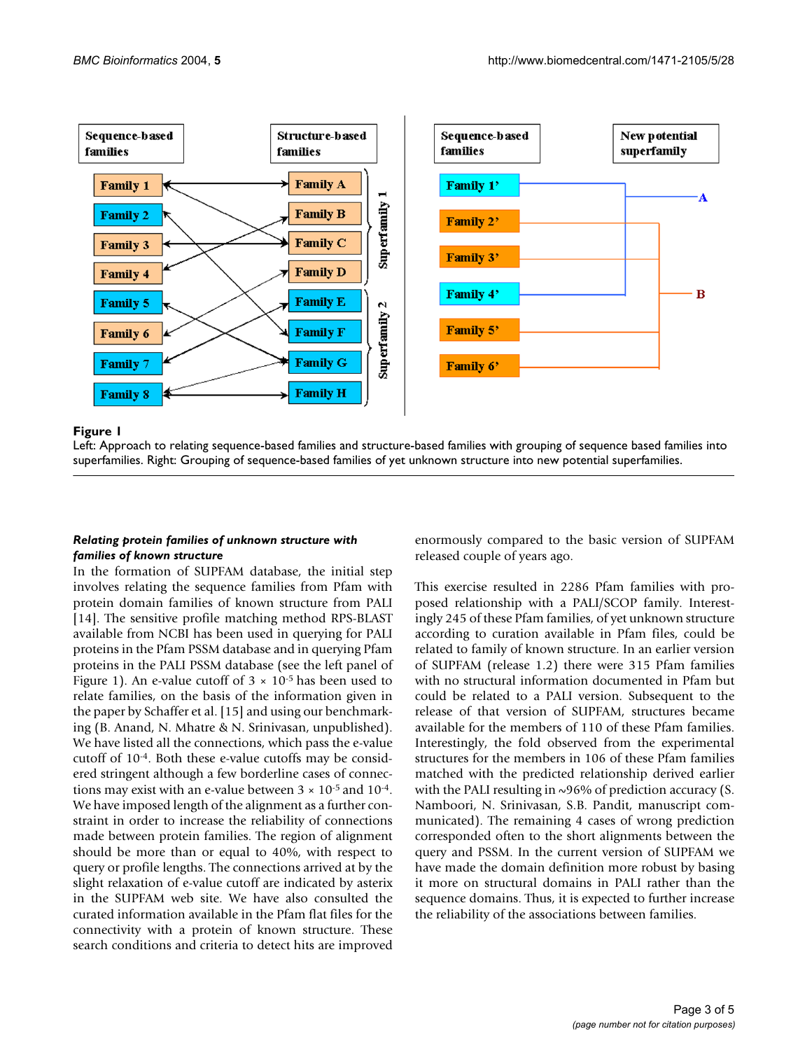**Figure 1**
Left: Approach to relating sequence-based families and structure-based families with grouping of sequence based families into superfamilies. Right: Grouping of sequence-based families of yet unknown structure into new potential superfamilies.

### *Relating protein families of unknown structure with families of known structure*

In the formation of SUPFAM database, the initial step involves relating the sequence families from Pfam with protein domain families of known structure from PALI [14]. The sensitive profile matching method RPS-BLAST available from NCBI has been used in querying for PALI proteins in the Pfam PSSM database and in querying Pfam proteins in the PALI PSSM database (see the left panel of Figure 1). An e-value cutoff of $3 \times 10^{-5}$ has been used to relate families, on the basis of the information given in the paper by Schaffer et al. [15] and using our benchmarking (B. Anand, N. Mhatre & N. Srinivasan, unpublished). We have listed all the connections, which pass the e-value cutoff of $10^{-4}$. Both these e-value cutoffs may be considered stringent although a few borderline cases of connections may exist with an e-value between $3 \times 10^{-5}$ and $10^{-4}$. We have imposed length of the alignment as a further constraint in order to increase the reliability of connections made between protein families. The region of alignment should be more than or equal to 40%, with respect to query or profile lengths. The connections arrived at by the slight relaxation of e-value cutoff are indicated by asterix in the SUPFAM web site. We have also consulted the curated information available in the Pfam flat files for the connectivity with a protein of known structure. These search conditions and criteria to detect hits are improved enormously compared to the basic version of SUPFAM released couple of years ago.

This exercise resulted in 2286 Pfam families with proposed relationship with a PALI/SCOP family. Interestingly 245 of these Pfam families, of yet unknown structure according to curation available in Pfam files, could be related to family of known structure. In an earlier version of SUPFAM (release 1.2) there were 315 Pfam families with no structural information documented in Pfam but could be related to a PALI version. Subsequent to the release of that version of SUPFAM, structures became available for the members of 110 of these Pfam families. Interestingly, the fold observed from the experimental structures for the members in 106 of these Pfam families matched with the predicted relationship derived earlier with the PALI resulting in ~96% of prediction accuracy (S. Namboori, N. Srinivasan, S.B. Pandit, manuscript communicated). The remaining 4 cases of wrong prediction corresponded often to the short alignments between the query and PSSM. In the current version of SUPFAM we have made the domain definition more robust by basing it more on structural domains in PALI rather than the sequence domains. Thus, it is expected to further increase the reliability of the associations between families.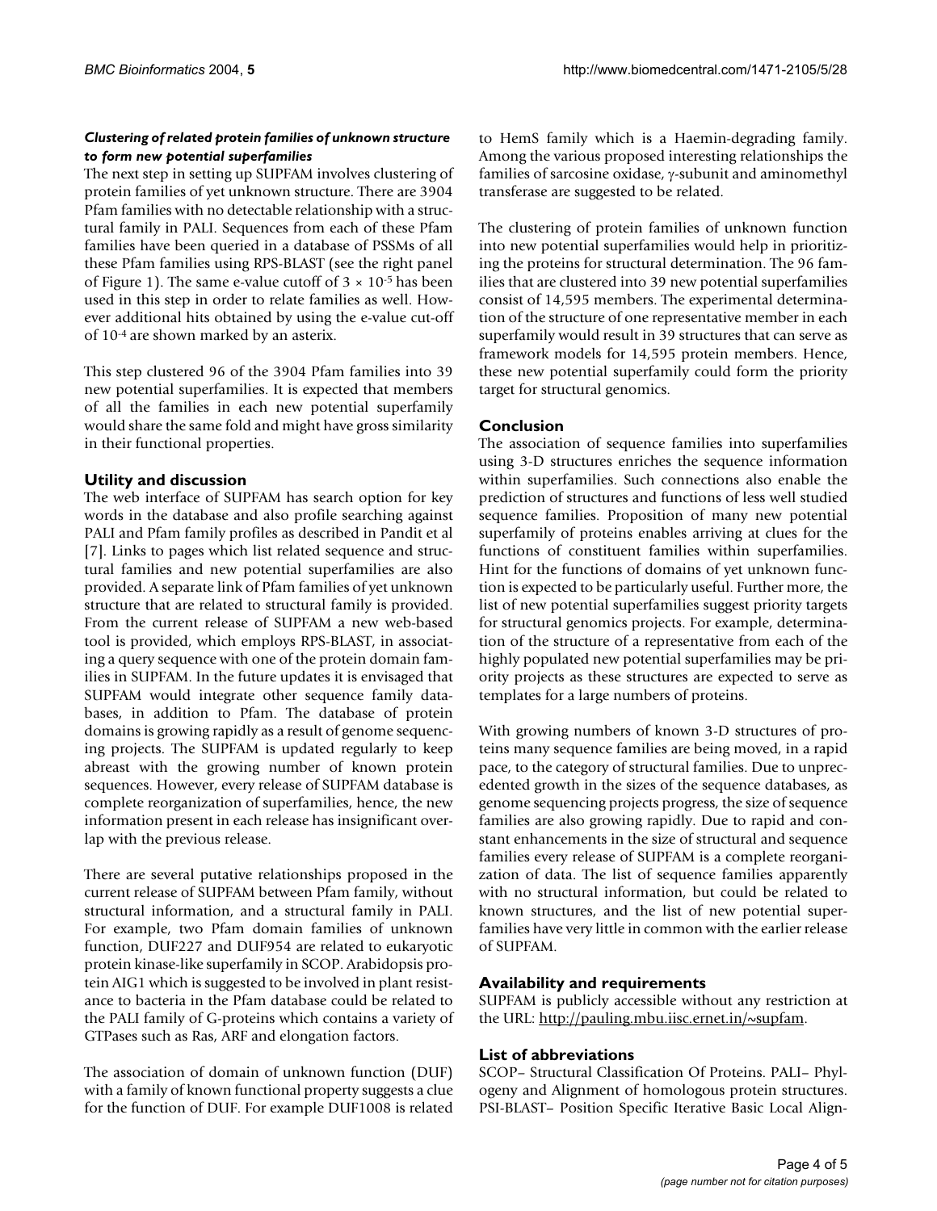### *Clustering of related protein families of unknown structure to form new potential superfamilies*

The next step in setting up SUPFAM involves clustering of protein families of yet unknown structure. There are 3904 Pfam families with no detectable relationship with a structural family in PALI. Sequences from each of these Pfam families have been queried in a database of PSSMs of all these Pfam families using RPS-BLAST (see the right panel of Figure 1). The same e-value cutoff of $3 \times 10^{-5}$ has been used in this step in order to relate families as well. However additional hits obtained by using the e-value cut-off of $10^{-4}$ are shown marked by an asterix.

This step clustered 96 of the 3904 Pfam families into 39 new potential superfamilies. It is expected that members of all the families in each new potential superfamily would share the same fold and might have gross similarity in their functional properties.

## Utility and discussion

The web interface of SUPFAM has search option for key words in the database and also profile searching against PALI and Pfam family profiles as described in Pandit et al [7]. Links to pages which list related sequence and structural families and new potential superfamilies are also provided. A separate link of Pfam families of yet unknown structure that are related to structural family is provided. From the current release of SUPFAM a new web-based tool is provided, which employs RPS-BLAST, in associating a query sequence with one of the protein domain families in SUPFAM. In the future updates it is envisaged that SUPFAM would integrate other sequence family databases, in addition to Pfam. The database of protein domains is growing rapidly as a result of genome sequencing projects. The SUPFAM is updated regularly to keep abreast with the growing number of known protein sequences. However, every release of SUPFAM database is complete reorganization of superfamilies, hence, the new information present in each release has insignificant overlap with the previous release.

There are several putative relationships proposed in the current release of SUPFAM between Pfam family, without structural information, and a structural family in PALI. For example, two Pfam domain families of unknown function, DUF227 and DUF954 are related to eukaryotic protein kinase-like superfamily in SCOP. Arabidopsis protein AIG1 which is suggested to be involved in plant resistance to bacteria in the Pfam database could be related to the PALI family of G-proteins which contains a variety of GTPases such as Ras, ARF and elongation factors.

The association of domain of unknown function (DUF) with a family of known functional property suggests a clue for the function of DUF. For example DUF1008 is related to HemS family which is a Haemin-degrading family. Among the various proposed interesting relationships the families of sarcosine oxidase, $\gamma$-subunit and aminomethyl transferase are suggested to be related.

The clustering of protein families of unknown function into new potential superfamilies would help in prioritizing the proteins for structural determination. The 96 families that are clustered into 39 new potential superfamilies consist of 14,595 members. The experimental determination of the structure of one representative member in each superfamily would result in 39 structures that can serve as framework models for 14,595 protein members. Hence, these new potential superfamily could form the priority target for structural genomics.

## Conclusion

The association of sequence families into superfamilies using 3-D structures enriches the sequence information within superfamilies. Such connections also enable the prediction of structures and functions of less well studied sequence families. Proposition of many new potential superfamily of proteins enables arriving at clues for the functions of constituent families within superfamilies. Hint for the functions of domains of yet unknown function is expected to be particularly useful. Further more, the list of new potential superfamilies suggest priority targets for structural genomics projects. For example, determination of the structure of a representative from each of the highly populated new potential superfamilies may be priority projects as these structures are expected to serve as templates for a large numbers of proteins.

With growing numbers of known 3-D structures of proteins many sequence families are being moved, in a rapid pace, to the category of structural families. Due to unprecedented growth in the sizes of the sequence databases, as genome sequencing projects progress, the size of sequence families are also growing rapidly. Due to rapid and constant enhancements in the size of structural and sequence families every release of SUPFAM is a complete reorganization of data. The list of sequence families apparently with no structural information, but could be related to known structures, and the list of new potential superfamilies have very little in common with the earlier release of SUPFAM.

## Availability and requirements

SUPFAM is publicly accessible without any restriction at the URL: http://pauling.mbu.iisc.ernet.in/~supfam.

## List of abbreviations

SCOP– Structural Classification Of Proteins. PALI– Phylogeny and Alignment of homologous protein structures. PSI-BLAST– Position Specific Iterative Basic Local Align-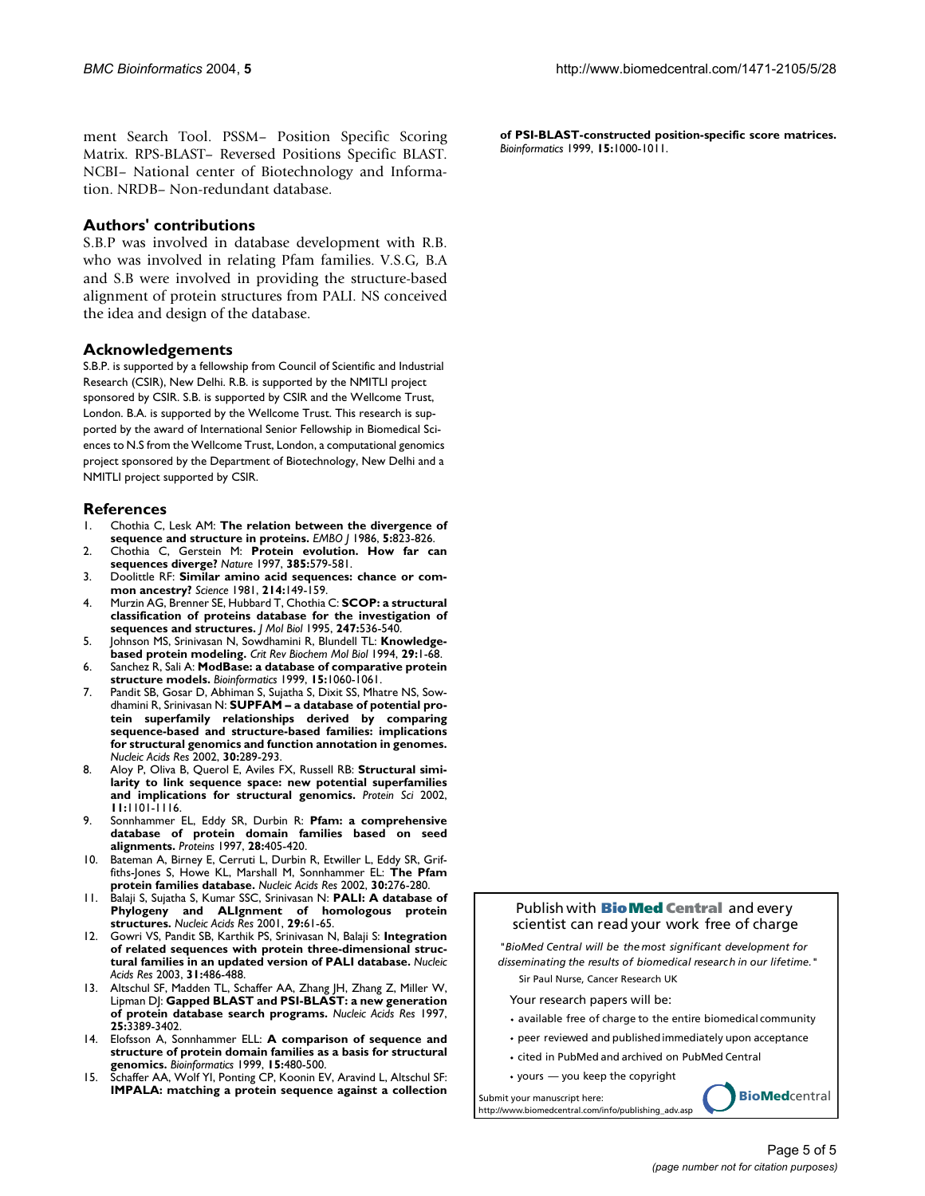ment Search Tool. PSSM– Position Specific Scoring Matrix. RPS-BLAST– Reversed Positions Specific BLAST. NCBI– National center of Biotechnology and Information. NRDB– Non-redundant database.

## Authors' contributions

S.B.P was involved in database development with R.B. who was involved in relating Pfam families. V.S.G, B.A and S.B were involved in providing the structure-based alignment of protein structures from PALI. NS conceived the idea and design of the database.

## Acknowledgements

S.B.P. is supported by a fellowship from Council of Scientific and Industrial Research (CSIR), New Delhi. R.B. is supported by the NMITLI project sponsored by CSIR. S.B. is supported by CSIR and the Wellcome Trust, London. B.A. is supported by the Wellcome Trust. This research is supported by the award of International Senior Fellowship in Biomedical Sciences to N.S from the Wellcome Trust, London, a computational genomics project sponsored by the Department of Biotechnology, New Delhi and a NMITLI project supported by CSIR.

## References

1. Chothia C, Lesk AM: **The relation between the divergence of sequence and structure in proteins.** *EMBO J* 1986, **5:**823-826.
2. Chothia C, Gerstein M: **Protein evolution. How far can sequences diverge?** *Nature* 1997, **385:**579-581.
3. Doolittle RF: **Similar amino acid sequences: chance or common ancestry?** *Science* 1981, **214:**149-159.
4. Murzin AG, Brenner SE, Hubbard T, Chothia C: **SCOP: a structural classification of proteins database for the investigation of sequences and structures.** *J Mol Biol* 1995, **247:**536-540.
5. Johnson MS, Srinivasan N, Sowdhamini R, Blundell TL: **Knowledge-based protein modeling.** *Crit Rev Biochem Mol Biol* 1994, **29:**1-68.
6. Sanchez R, Sali A: **ModBase: a database of comparative protein structure models.** *Bioinformatics* 1999, **15:**1060-1061.
7. Pandit SB, Gosar D, Abhiman S, Sujatha S, Dixit SS, Mhatre NS, Sowdhamini R, Srinivasan N: **SUPFAM – a database of potential protein superfamily relationships derived by comparing sequence-based and structure-based families: implications for structural genomics and function annotation in genomes.** *Nucleic Acids Res* 2002, **30:**289-293.
8. Aloy P, Oliva B, Querol E, Aviles FX, Russell RB: **Structural similarity to link sequence space: new potential superfamilies and implications for structural genomics.** *Protein Sci* 2002, **11:**1101-1116.
9. Sonnhammer EL, Eddy SR, Durbin R: **Pfam: a comprehensive database of protein domain families based on seed alignments.** *Proteins* 1997, **28:**405-420.
10. Bateman A, Birney E, Cerruti L, Durbin R, Etwiller L, Eddy SR, Griffiths-Jones S, Howe KL, Marshall M, Sonnhammer EL: **The Pfam protein families database.** *Nucleic Acids Res* 2002, **30:**276-280.
11. Balaji S, Sujatha S, Kumar SSC, Srinivasan N: **PALI: A database of Phylogeny and ALIgnment of homologous protein structures.** *Nucleic Acids Res* 2001, **29:**61-65.
12. Gowri VS, Pandit SB, Karthik PS, Srinivasan N, Balaji S: **Integration of related sequences with protein three-dimensional structural families in an updated version of PALI database.** *Nucleic Acids Res* 2003, **31:**486-488.
13. Altschul SF, Madden TL, Schaffer AA, Zhang JH, Zhang Z, Miller W, Lipman DJ: **Gapped BLAST and PSI-BLAST: a new generation of protein database search programs.** *Nucleic Acids Res* 1997, **25:**3389-3402.
14. Elofsson A, Sonnhammer ELL: **A comparison of sequence and structure of protein domain families as a basis for structural genomics.** *Bioinformatics* 1999, **15:**480-500.
15. Schaffer AA, Wolf YI, Ponting CP, Koonin EV, Aravind L, Altschul SF: **IMPALA: matching a protein sequence against a collection of PSI-BLAST-constructed position-specific score matrices.** *Bioinformatics* 1999, **15:**1000-1011.

Publish with **BioMed Central** and every scientist can read your work free of charge

*"BioMed Central will be the most significant development for disseminating the results of biomedical research in our lifetime."*
Sir Paul Nurse, Cancer Research UK

Your research papers will be:

- available free of charge to the entire biomedical community
- peer reviewed and published immediately upon acceptance
- cited in PubMed and archived on PubMed Central
- yours — you keep the copyright

Submit your manuscript here:
http://www.biomedcentral.com/info/publishing_adv.asp

BioMedcentral